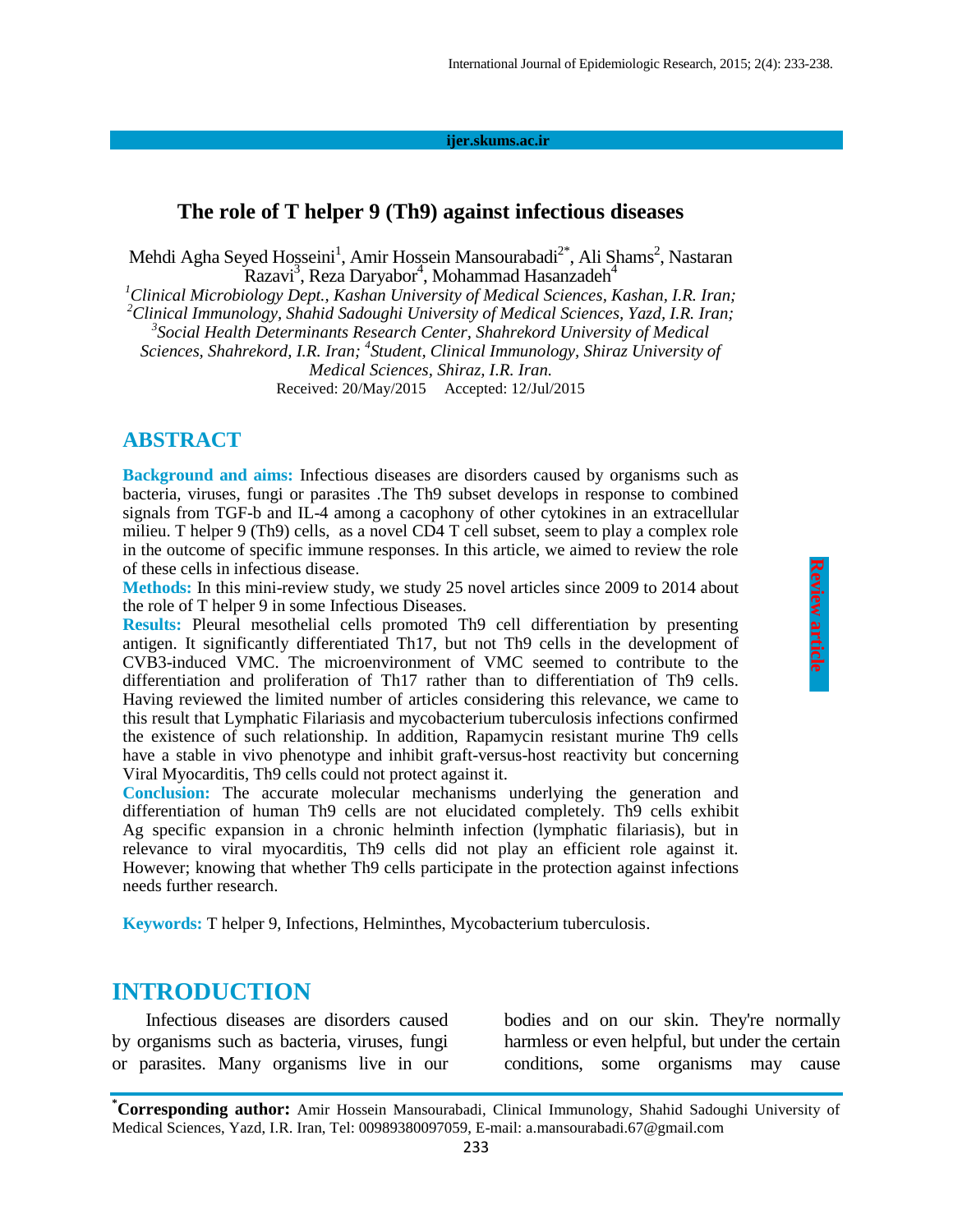ijer.skums.ac.ir

# The role of T helper 9 (Th9) against infectious diseases

Mehdi Agha Seyed Hosseini[1], Amir Hossein Mansourabadi[2*], Ali Shams[2], Nastaran Razavi[3], Reza Daryabor[4], Mohammad Hasanzadeh[4]

[1]*Clinical Microbiology Dept., Kashan University of Medical Sciences, Kashan, I.R. Iran;* [2]*Clinical Immunology, Shahid Sadoughi University of Medical Sciences, Yazd, I.R. Iran;* [3]*Social Health Determinants Research Center, Shahrekord University of Medical Sciences, Shahrekord, I.R. Iran;* [4]*Student, Clinical Immunology, Shiraz University of Medical Sciences, Shiraz, I.R. Iran.*

Received: 20/May/2015 Accepted: 12/Jul/2015

Review article

## ABSTRACT

**Background and aims:** Infectious diseases are disorders caused by organisms such as bacteria, viruses, fungi or parasites .The Th9 subset develops in response to combined signals from TGF-b and IL-4 among a cacophony of other cytokines in an extracellular milieu. T helper 9 (Th9) cells, as a novel CD4 T cell subset, seem to play a complex role in the outcome of specific immune responses. In this article, we aimed to review the role of these cells in infectious disease.

**Methods:** In this mini-review study, we study 25 novel articles since 2009 to 2014 about the role of T helper 9 in some Infectious Diseases.

**Results:** Pleural mesothelial cells promoted Th9 cell differentiation by presenting antigen. It significantly differentiated Th17, but not Th9 cells in the development of CVB3-induced VMC. The microenvironment of VMC seemed to contribute to the differentiation and proliferation of Th17 rather than to differentiation of Th9 cells. Having reviewed the limited number of articles considering this relevance, we came to this result that Lymphatic Filariasis and mycobacterium tuberculosis infections confirmed the existence of such relationship. In addition, Rapamycin resistant murine Th9 cells have a stable in vivo phenotype and inhibit graft-versus-host reactivity but concerning Viral Myocarditis, Th9 cells could not protect against it.

**Conclusion:** The accurate molecular mechanisms underlying the generation and differentiation of human Th9 cells are not elucidated completely. Th9 cells exhibit Ag specific expansion in a chronic helminth infection (lymphatic filariasis), but in relevance to viral myocarditis, Th9 cells did not play an efficient role against it. However; knowing that whether Th9 cells participate in the protection against infections needs further research.

**Keywords:** T helper 9, Infections, Helminthes, Mycobacterium tuberculosis.

## INTRODUCTION

Infectious diseases are disorders caused by organisms such as bacteria, viruses, fungi or parasites. Many organisms live in our bodies and on our skin. They're normally harmless or even helpful, but under the certain conditions, some organisms may cause

[*]**Corresponding author:** Amir Hossein Mansourabadi, Clinical Immunology, Shahid Sadoughi University of Medical Sciences, Yazd, I.R. Iran, Tel: 00989380097059, E-mail: a.mansourabadi.67@gmail.com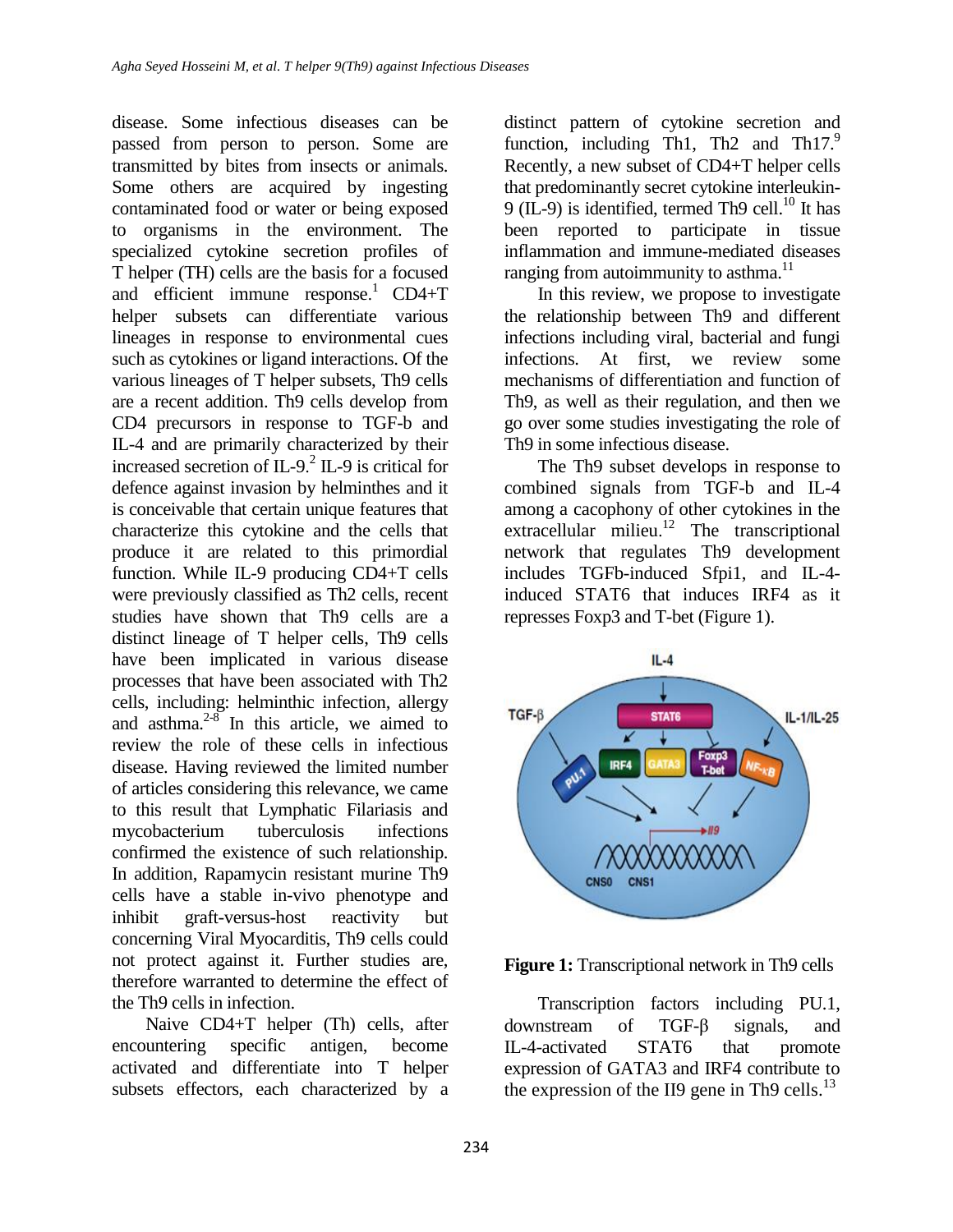disease. Some infectious diseases can be passed from person to person. Some are transmitted by bites from insects or animals. Some others are acquired by ingesting contaminated food or water or being exposed to organisms in the environment. The specialized cytokine secretion profiles of T helper (TH) cells are the basis for a focused and efficient immune response.[1] CD4+T helper subsets can differentiate various lineages in response to environmental cues such as cytokines or ligand interactions. Of the various lineages of T helper subsets, Th9 cells are a recent addition. Th9 cells develop from CD4 precursors in response to TGF-b and IL-4 and are primarily characterized by their increased secretion of IL-9.[2] IL-9 is critical for defence against invasion by helminthes and it is conceivable that certain unique features that characterize this cytokine and the cells that produce it are related to this primordial function. While IL-9 producing CD4+T cells were previously classified as Th2 cells, recent studies have shown that Th9 cells are a distinct lineage of T helper cells, Th9 cells have been implicated in various disease processes that have been associated with Th2 cells, including: helminthic infection, allergy and asthma.[2-8] In this article, we aimed to review the role of these cells in infectious disease. Having reviewed the limited number of articles considering this relevance, we came to this result that Lymphatic Filariasis and mycobacterium tuberculosis infections confirmed the existence of such relationship. In addition, Rapamycin resistant murine Th9 cells have a stable in-vivo phenotype and inhibit graft-versus-host reactivity but concerning Viral Myocarditis, Th9 cells could not protect against it. Further studies are, therefore warranted to determine the effect of the Th9 cells in infection.

Naive CD4+T helper (Th) cells, after encountering specific antigen, become activated and differentiate into T helper subsets effectors, each characterized by a distinct pattern of cytokine secretion and function, including Th1, Th2 and Th17.[9] Recently, a new subset of CD4+T helper cells that predominantly secret cytokine interleukin-9 (IL-9) is identified, termed Th9 cell.[10] It has been reported to participate in tissue inflammation and immune-mediated diseases ranging from autoimmunity to asthma.[11]

In this review, we propose to investigate the relationship between Th9 and different infections including viral, bacterial and fungi infections. At first, we review some mechanisms of differentiation and function of Th9, as well as their regulation, and then we go over some studies investigating the role of Th9 in some infectious disease.

The Th9 subset develops in response to combined signals from TGF-b and IL-4 among a cacophony of other cytokines in the extracellular milieu.[12] The transcriptional network that regulates Th9 development includes TGFb-induced Sfpi1, and IL-4-induced STAT6 that induces IRF4 as it represses Foxp3 and T-bet (Figure 1).

**Figure 1:** Transcriptional network in Th9 cells

Transcription factors including PU.1, downstream of TGF-β signals, and IL-4-activated STAT6 that promote expression of GATA3 and IRF4 contribute to the expression of the Il9 gene in Th9 cells.[13]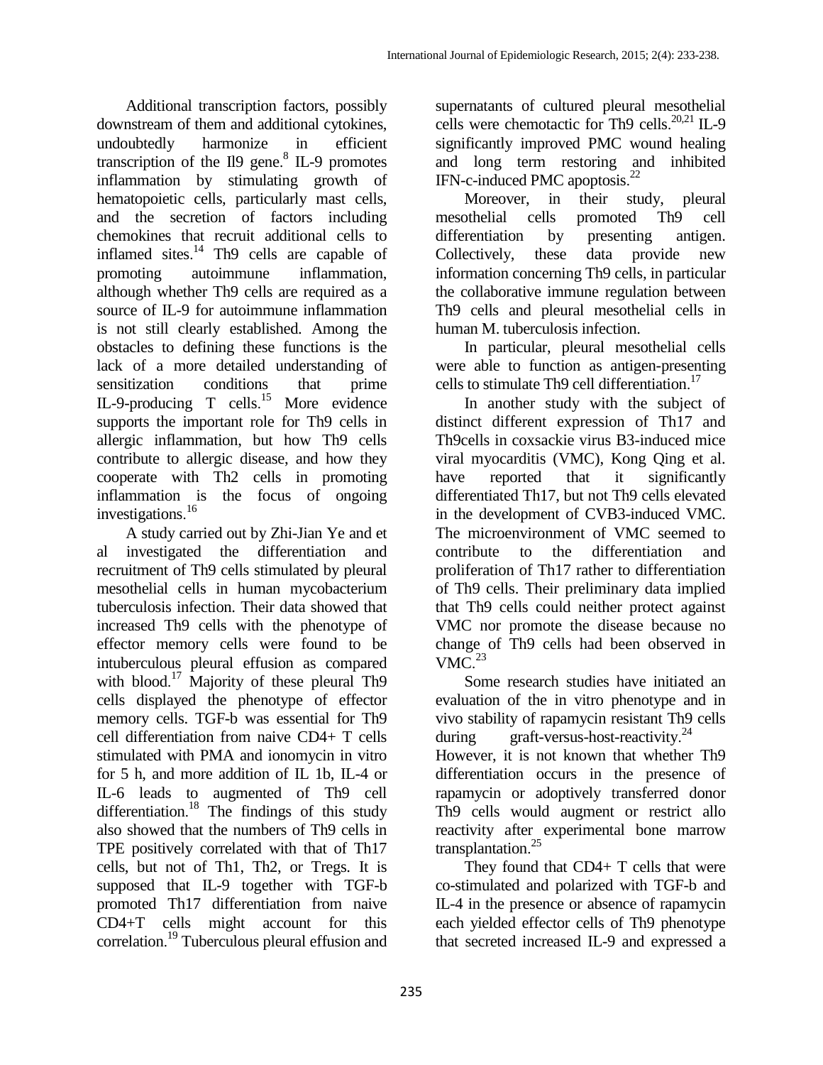Additional transcription factors, possibly downstream of them and additional cytokines, undoubtedly harmonize in efficient transcription of the Il9 gene.[8] IL-9 promotes inflammation by stimulating growth of hematopoietic cells, particularly mast cells, and the secretion of factors including chemokines that recruit additional cells to inflamed sites.[14] Th9 cells are capable of promoting autoimmune inflammation, although whether Th9 cells are required as a source of IL-9 for autoimmune inflammation is not still clearly established. Among the obstacles to defining these functions is the lack of a more detailed understanding of sensitization conditions that prime IL-9-producing T cells.[15] More evidence supports the important role for Th9 cells in allergic inflammation, but how Th9 cells contribute to allergic disease, and how they cooperate with Th2 cells in promoting inflammation is the focus of ongoing investigations.[16]

A study carried out by Zhi-Jian Ye and et al investigated the differentiation and recruitment of Th9 cells stimulated by pleural mesothelial cells in human mycobacterium tuberculosis infection. Their data showed that increased Th9 cells with the phenotype of effector memory cells were found to be intuberculous pleural effusion as compared with blood.[17] Majority of these pleural Th9 cells displayed the phenotype of effector memory cells. TGF-b was essential for Th9 cell differentiation from naive CD4+ T cells stimulated with PMA and ionomycin in vitro for 5 h, and more addition of IL 1b, IL-4 or IL-6 leads to augmented of Th9 cell differentiation.[18] The findings of this study also showed that the numbers of Th9 cells in TPE positively correlated with that of Th17 cells, but not of Th1, Th2, or Tregs. It is supposed that IL-9 together with TGF-b promoted Th17 differentiation from naive CD4+T cells might account for this correlation.[19] Tuberculous pleural effusion and supernatants of cultured pleural mesothelial cells were chemotactic for Th9 cells.[20,21] IL-9 significantly improved PMC wound healing and long term restoring and inhibited IFN-c-induced PMC apoptosis.[22]

Moreover, in their study, pleural mesothelial cells promoted Th9 cell differentiation by presenting antigen. Collectively, these data provide new information concerning Th9 cells, in particular the collaborative immune regulation between Th9 cells and pleural mesothelial cells in human M. tuberculosis infection.

In particular, pleural mesothelial cells were able to function as antigen-presenting cells to stimulate Th9 cell differentiation.[17]

In another study with the subject of distinct different expression of Th17 and Th9cells in coxsackie virus B3-induced mice viral myocarditis (VMC), Kong Qing et al. have reported that it significantly differentiated Th17, but not Th9 cells elevated in the development of CVB3-induced VMC. The microenvironment of VMC seemed to contribute to the differentiation and proliferation of Th17 rather to differentiation of Th9 cells. Their preliminary data implied that Th9 cells could neither protect against VMC nor promote the disease because no change of Th9 cells had been observed in VMC.[23]

Some research studies have initiated an evaluation of the in vitro phenotype and in vivo stability of rapamycin resistant Th9 cells during graft-versus-host-reactivity.[24] However, it is not known that whether Th9 differentiation occurs in the presence of rapamycin or adoptively transferred donor Th9 cells would augment or restrict allo reactivity after experimental bone marrow transplantation.[25]

They found that CD4+ T cells that were co-stimulated and polarized with TGF-b and IL-4 in the presence or absence of rapamycin each yielded effector cells of Th9 phenotype that secreted increased IL-9 and expressed a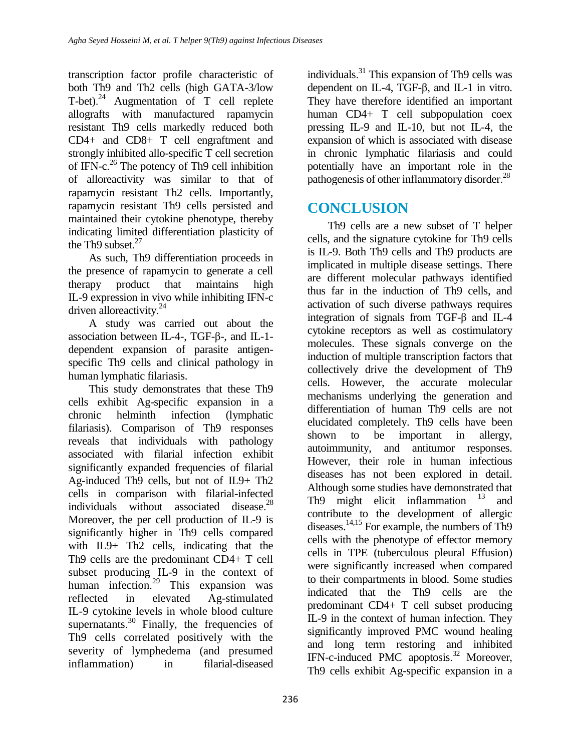transcription factor profile characteristic of both Th9 and Th2 cells (high GATA-3/low T-bet).[24] Augmentation of T cell replete allografts with manufactured rapamycin resistant Th9 cells markedly reduced both CD4+ and CD8+ T cell engraftment and strongly inhibited allo-specific T cell secretion of IFN-c.[26] The potency of Th9 cell inhibition of alloreactivity was similar to that of rapamycin resistant Th2 cells. Importantly, rapamycin resistant Th9 cells persisted and maintained their cytokine phenotype, thereby indicating limited differentiation plasticity of the Th9 subset.[27]

As such, Th9 differentiation proceeds in the presence of rapamycin to generate a cell therapy product that maintains high IL-9 expression in vivo while inhibiting IFN-c driven alloreactivity.[24]

A study was carried out about the association between IL-4-, TGF-β-, and IL-1-dependent expansion of parasite antigen-specific Th9 cells and clinical pathology in human lymphatic filariasis.

This study demonstrates that these Th9 cells exhibit Ag-specific expansion in a chronic helminth infection (lymphatic filariasis). Comparison of Th9 responses reveals that individuals with pathology associated with filarial infection exhibit significantly expanded frequencies of filarial Ag-induced Th9 cells, but not of IL9+ Th2 cells in comparison with filarial-infected individuals without associated disease.[28] Moreover, the per cell production of IL-9 is significantly higher in Th9 cells compared with IL9+ Th2 cells, indicating that the Th9 cells are the predominant CD4+ T cell subset producing IL-9 in the context of human infection.[29] This expansion was reflected in elevated Ag-stimulated IL-9 cytokine levels in whole blood culture supernatants.[30] Finally, the frequencies of Th9 cells correlated positively with the severity of lymphedema (and presumed inflammation) in filarial-diseased individuals.[31] This expansion of Th9 cells was dependent on IL-4, TGF-β, and IL-1 in vitro. They have therefore identified an important human CD4+ T cell subpopulation coex pressing IL-9 and IL-10, but not IL-4, the expansion of which is associated with disease in chronic lymphatic filariasis and could potentially have an important role in the pathogenesis of other inflammatory disorder.[28]

## CONCLUSION

Th9 cells are a new subset of T helper cells, and the signature cytokine for Th9 cells is IL-9. Both Th9 cells and Th9 products are implicated in multiple disease settings. There are different molecular pathways identified thus far in the induction of Th9 cells, and activation of such diverse pathways requires integration of signals from TGF-β and IL-4 cytokine receptors as well as costimulatory molecules. These signals converge on the induction of multiple transcription factors that collectively drive the development of Th9 cells. However, the accurate molecular mechanisms underlying the generation and differentiation of human Th9 cells are not elucidated completely. Th9 cells have been shown to be important in allergy, autoimmunity, and antitumor responses. However, their role in human infectious diseases has not been explored in detail. Although some studies have demonstrated that Th9 might elicit inflammation [13] and contribute to the development of allergic diseases.[14,15] For example, the numbers of Th9 cells with the phenotype of effector memory cells in TPE (tuberculous pleural Effusion) were significantly increased when compared to their compartments in blood. Some studies indicated that the Th9 cells are the predominant CD4+ T cell subset producing IL-9 in the context of human infection. They significantly improved PMC wound healing and long term restoring and inhibited IFN-c-induced PMC apoptosis.[32] Moreover, Th9 cells exhibit Ag-specific expansion in a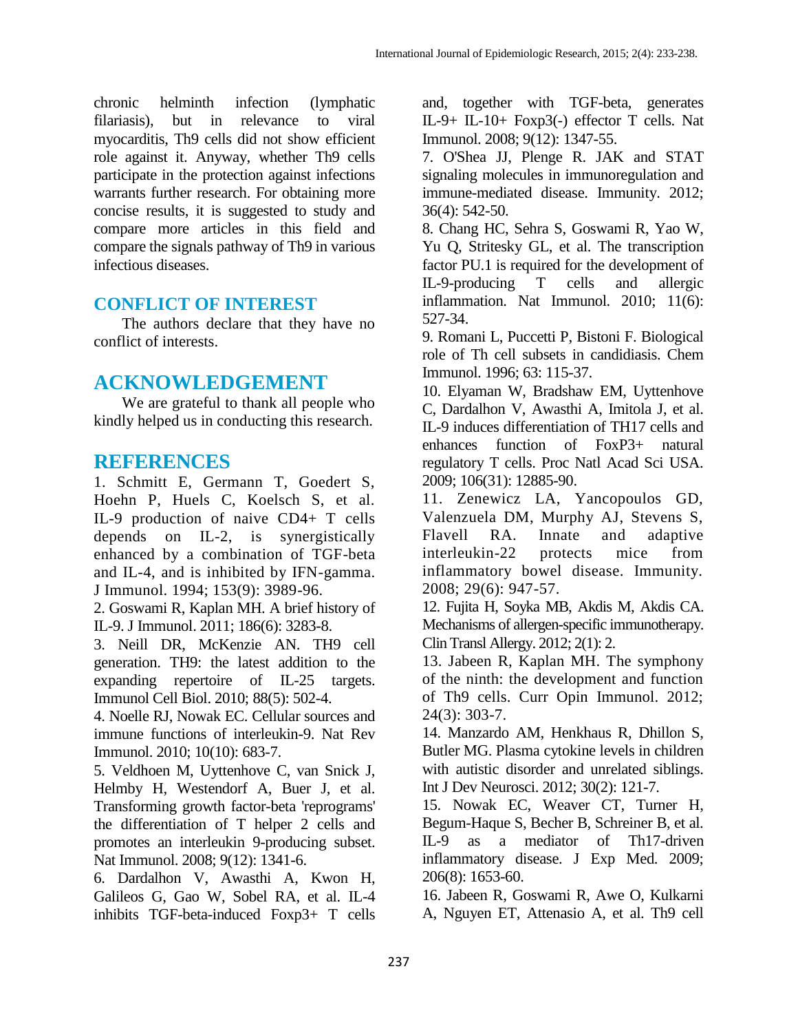chronic helminth infection (lymphatic filariasis), but in relevance to viral myocarditis, Th9 cells did not show efficient role against it. Anyway, whether Th9 cells participate in the protection against infections warrants further research. For obtaining more concise results, it is suggested to study and compare more articles in this field and compare the signals pathway of Th9 in various infectious diseases.

## CONFLICT OF INTEREST

The authors declare that they have no conflict of interests.

# ACKNOWLEDGEMENT

We are grateful to thank all people who kindly helped us in conducting this research.

# REFERENCES

1. Schmitt E, Germann T, Goedert S, Hoehn P, Huels C, Koelsch S, et al. IL-9 production of naive CD4+ T cells depends on IL-2, is synergistically enhanced by a combination of TGF-beta and IL-4, and is inhibited by IFN-gamma. J Immunol. 1994; 153(9): 3989-96.
2. Goswami R, Kaplan MH. A brief history of IL-9. J Immunol. 2011; 186(6): 3283-8.
3. Neill DR, McKenzie AN. TH9 cell generation. TH9: the latest addition to the expanding repertoire of IL-25 targets. Immunol Cell Biol. 2010; 88(5): 502-4.
4. Noelle RJ, Nowak EC. Cellular sources and immune functions of interleukin-9. Nat Rev Immunol. 2010; 10(10): 683-7.
5. Veldhoen M, Uyttenhove C, van Snick J, Helmby H, Westendorf A, Buer J, et al. Transforming growth factor-beta 'reprograms' the differentiation of T helper 2 cells and promotes an interleukin 9-producing subset. Nat Immunol. 2008; 9(12): 1341-6.
6. Dardalhon V, Awasthi A, Kwon H, Galileos G, Gao W, Sobel RA, et al. IL-4 inhibits TGF-beta-induced Foxp3+ T cells and, together with TGF-beta, generates IL-9+ IL-10+ Foxp3(-) effector T cells. Nat Immunol. 2008; 9(12): 1347-55.
7. O'Shea JJ, Plenge R. JAK and STAT signaling molecules in immunoregulation and immune-mediated disease. Immunity. 2012; 36(4): 542-50.
8. Chang HC, Sehra S, Goswami R, Yao W, Yu Q, Stritesky GL, et al. The transcription factor PU.1 is required for the development of IL-9-producing T cells and allergic inflammation. Nat Immunol. 2010; 11(6): 527-34.
9. Romani L, Puccetti P, Bistoni F. Biological role of Th cell subsets in candidiasis. Chem Immunol. 1996; 63: 115-37.
10. Elyaman W, Bradshaw EM, Uyttenhove C, Dardalhon V, Awasthi A, Imitola J, et al. IL-9 induces differentiation of TH17 cells and enhances function of FoxP3+ natural regulatory T cells. Proc Natl Acad Sci USA. 2009; 106(31): 12885-90.
11. Zenewicz LA, Yancopoulos GD, Valenzuela DM, Murphy AJ, Stevens S, Flavell RA. Innate and adaptive interleukin-22 protects mice from inflammatory bowel disease. Immunity. 2008; 29(6): 947-57.
12. Fujita H, Soyka MB, Akdis M, Akdis CA. Mechanisms of allergen-specific immunotherapy. Clin Transl Allergy. 2012; 2(1): 2.
13. Jabeen R, Kaplan MH. The symphony of the ninth: the development and function of Th9 cells. Curr Opin Immunol. 2012; 24(3): 303-7.
14. Manzardo AM, Henkhaus R, Dhillon S, Butler MG. Plasma cytokine levels in children with autistic disorder and unrelated siblings. Int J Dev Neurosci. 2012; 30(2): 121-7.
15. Nowak EC, Weaver CT, Turner H, Begum-Haque S, Becher B, Schreiner B, et al. IL-9 as a mediator of Th17-driven inflammatory disease. J Exp Med. 2009; 206(8): 1653-60.
16. Jabeen R, Goswami R, Awe O, Kulkarni A, Nguyen ET, Attenasio A, et al. Th9 cell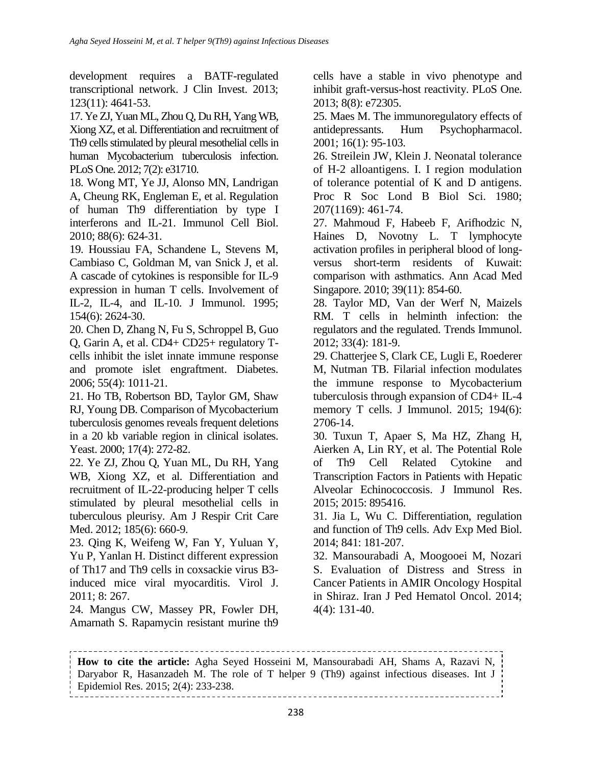development requires a BATF-regulated transcriptional network. J Clin Invest. 2013; 123(11): 4641-53.

17. Ye ZJ, Yuan ML, Zhou Q, Du RH, Yang WB, Xiong XZ, et al. Differentiation and recruitment of Th9 cells stimulated by pleural mesothelial cells in human Mycobacterium tuberculosis infection. PLoS One. 2012; 7(2): e31710.

18. Wong MT, Ye JJ, Alonso MN, Landrigan A, Cheung RK, Engleman E, et al. Regulation of human Th9 differentiation by type I interferons and IL-21. Immunol Cell Biol. 2010; 88(6): 624-31.

19. Houssiau FA, Schandene L, Stevens M, Cambiaso C, Goldman M, van Snick J, et al. A cascade of cytokines is responsible for IL-9 expression in human T cells. Involvement of IL-2, IL-4, and IL-10. J Immunol. 1995; 154(6): 2624-30.

20. Chen D, Zhang N, Fu S, Schroppel B, Guo Q, Garin A, et al. CD4+ CD25+ regulatory T-cells inhibit the islet innate immune response and promote islet engraftment. Diabetes. 2006; 55(4): 1011-21.

21. Ho TB, Robertson BD, Taylor GM, Shaw RJ, Young DB. Comparison of Mycobacterium tuberculosis genomes reveals frequent deletions in a 20 kb variable region in clinical isolates. Yeast. 2000; 17(4): 272-82.

22. Ye ZJ, Zhou Q, Yuan ML, Du RH, Yang WB, Xiong XZ, et al. Differentiation and recruitment of IL-22-producing helper T cells stimulated by pleural mesothelial cells in tuberculous pleurisy. Am J Respir Crit Care Med. 2012; 185(6): 660-9.

23. Qing K, Weifeng W, Fan Y, Yuluan Y, Yu P, Yanlan H. Distinct different expression of Th17 and Th9 cells in coxsackie virus B3-induced mice viral myocarditis. Virol J. 2011; 8: 267.

24. Mangus CW, Massey PR, Fowler DH, Amarnath S. Rapamycin resistant murine th9 cells have a stable in vivo phenotype and inhibit graft-versus-host reactivity. PLoS One. 2013; 8(8): e72305.

25. Maes M. The immunoregulatory effects of antidepressants. Hum Psychopharmacol. 2001; 16(1): 95-103.

26. Streilein JW, Klein J. Neonatal tolerance of H-2 alloantigens. I. I region modulation of tolerance potential of K and D antigens. Proc R Soc Lond B Biol Sci. 1980; 207(1169): 461-74.

27. Mahmoud F, Habeeb F, Arifhodzic N, Haines D, Novotny L. T lymphocyte activation profiles in peripheral blood of long-versus short-term residents of Kuwait: comparison with asthmatics. Ann Acad Med Singapore. 2010; 39(11): 854-60.

28. Taylor MD, Van der Werf N, Maizels RM. T cells in helminth infection: the regulators and the regulated. Trends Immunol. 2012; 33(4): 181-9.

29. Chatterjee S, Clark CE, Lugli E, Roederer M, Nutman TB. Filarial infection modulates the immune response to Mycobacterium tuberculosis through expansion of CD4+ IL-4 memory T cells. J Immunol. 2015; 194(6): 2706-14.

30. Tuxun T, Apaer S, Ma HZ, Zhang H, Aierken A, Lin RY, et al. The Potential Role of Th9 Cell Related Cytokine and Transcription Factors in Patients with Hepatic Alveolar Echinococcosis. J Immunol Res. 2015; 2015: 895416.

31. Jia L, Wu C. Differentiation, regulation and function of Th9 cells. Adv Exp Med Biol. 2014; 841: 181-207.

32. Mansourabadi A, Moogooei M, Nozari S. Evaluation of Distress and Stress in Cancer Patients in AMIR Oncology Hospital in Shiraz. Iran J Ped Hematol Oncol. 2014; 4(4): 131-40.

**How to cite the article:** Agha Seyed Hosseini M, Mansourabadi AH, Shams A, Razavi N, Daryabor R, Hasanzadeh M. The role of T helper 9 (Th9) against infectious diseases. Int J Epidemiol Res. 2015; 2(4): 233-238.